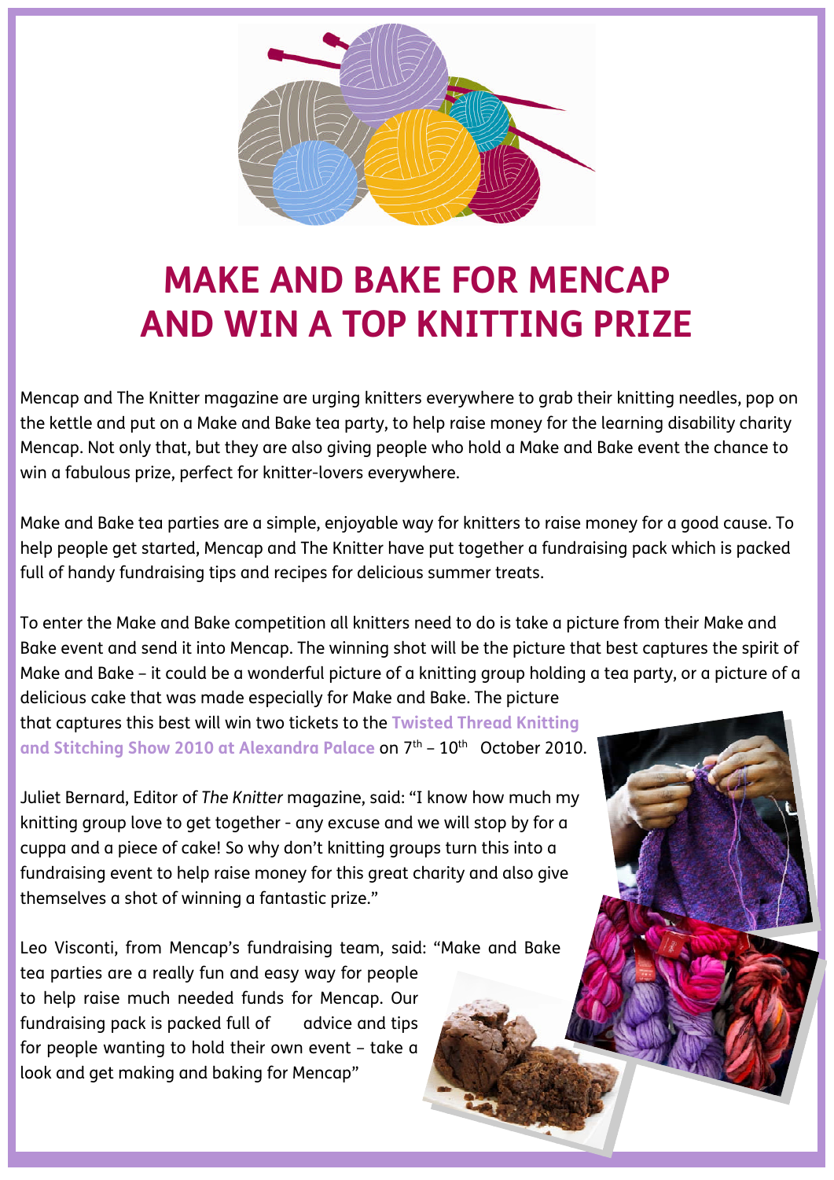# MAKE AND BAKE FOR MENCAP AND WIN A TOP KNITTING PRIZE

Mencap and The Knitter magazine are urging knitters everywhere to grab their knitting needles, pop on the kettle and put on a Make and Bake tea party, to help raise money for the learning disability charity Mencap. Not only that, but they are also giving people who hold a Make and Bake event the chance to win a fabulous prize, perfect for knitter-lovers everywhere.

Make and Bake tea parties are a simple, enjoyable way for knitters to raise money for a good cause. To help people get started, Mencap and The Knitter have put together a fundraising pack which is packed full of handy fundraising tips and recipes for delicious summer treats.

To enter the Make and Bake competition all knitters need to do is take a picture from their Make and Bake event and send it into Mencap. The winning shot will be the picture that best captures the spirit of Make and Bake – it could be a wonderful picture of a knitting group holding a tea party, or a picture of a delicious cake that was made especially for Make and Bake. The picture that captures this best will win two tickets to the **Twisted Thread Knitting and Stitching Show 2010 at Alexandra Palace** on 7th – 10th October 2010.

Juliet Bernard, Editor of *The Knitter* magazine, said: "I know how much my knitting group love to get together - any excuse and we will stop by for a cuppa and a piece of cake! So why don't knitting groups turn this into a fundraising event to help raise money for this great charity and also give themselves a shot of winning a fantastic prize."

Leo Visconti, from Mencap's fundraising team, said: "Make and Bake tea parties are a really fun and easy way for people to help raise much needed funds for Mencap. Our fundraising pack is packed full of advice and tips for people wanting to hold their own event – take a look and get making and baking for Mencap"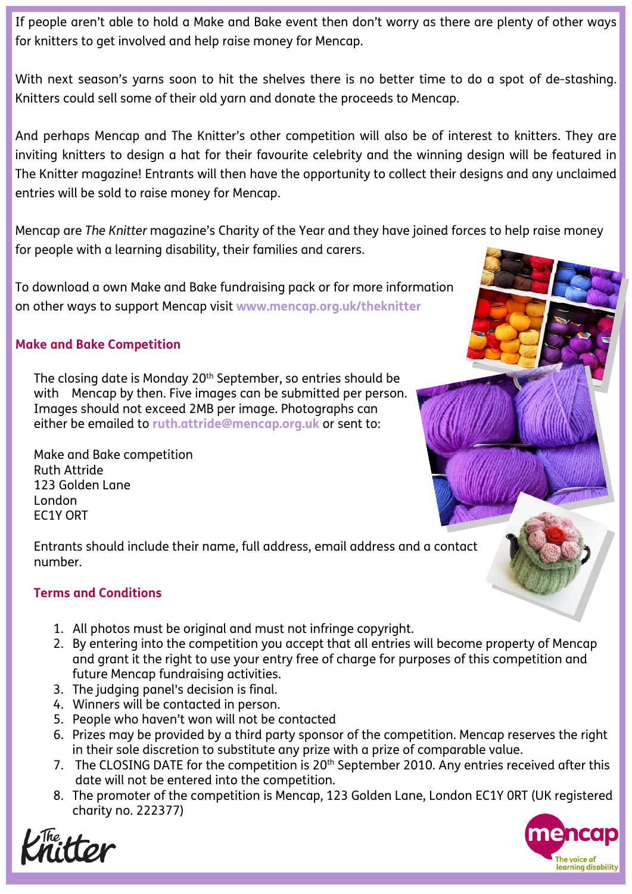If people aren't able to hold a Make and Bake event then don't worry as there are plenty of other ways for knitters to get involved and help raise money for Mencap.

With next season's yarns soon to hit the shelves there is no better time to do a spot of de-stashing. Knitters could sell some of their old yarn and donate the proceeds to Mencap.

And perhaps Mencap and The Knitter's other competition will also be of interest to knitters. They are inviting knitters to design a hat for their favourite celebrity and the winning design will be featured in The Knitter magazine! Entrants will then have the opportunity to collect their designs and any unclaimed entries will be sold to raise money for Mencap.

Mencap are *The Knitter* magazine's Charity of the Year and they have joined forces to help raise money for people with a learning disability, their families and carers.

To download a own Make and Bake fundraising pack or for more information on other ways to support Mencap visit **www.mencap.org.uk/theknitter**

## Make and Bake Competition

The closing date is Monday 20th September, so entries should be with Mencap by then. Five images can be submitted per person. Images should not exceed 2MB per image. Photographs can either be emailed to **ruth.attride@mencap.org.uk** or sent to:

Make and Bake competition
Ruth Attride
123 Golden Lane
London
EC1Y ORT

Entrants should include their name, full address, email address and a contact number.

### Terms and Conditions

1. All photos must be original and must not infringe copyright.
2. By entering into the competition you accept that all entries will become property of Mencap and grant it the right to use your entry free of charge for purposes of this competition and future Mencap fundraising activities.
3. The judging panel's decision is final.
4. Winners will be contacted in person.
5. People who haven't won will not be contacted
6. Prizes may be provided by a third party sponsor of the competition. Mencap reserves the right in their sole discretion to substitute any prize with a prize of comparable value.
7. The CLOSING DATE for the competition is 20th September 2010. Any entries received after this date will not be entered into the competition.
8. The promoter of the competition is Mencap, 123 Golden Lane, London EC1Y 0RT (UK registered charity no. 222377)

The Knitter

mencap
The voice of learning disability